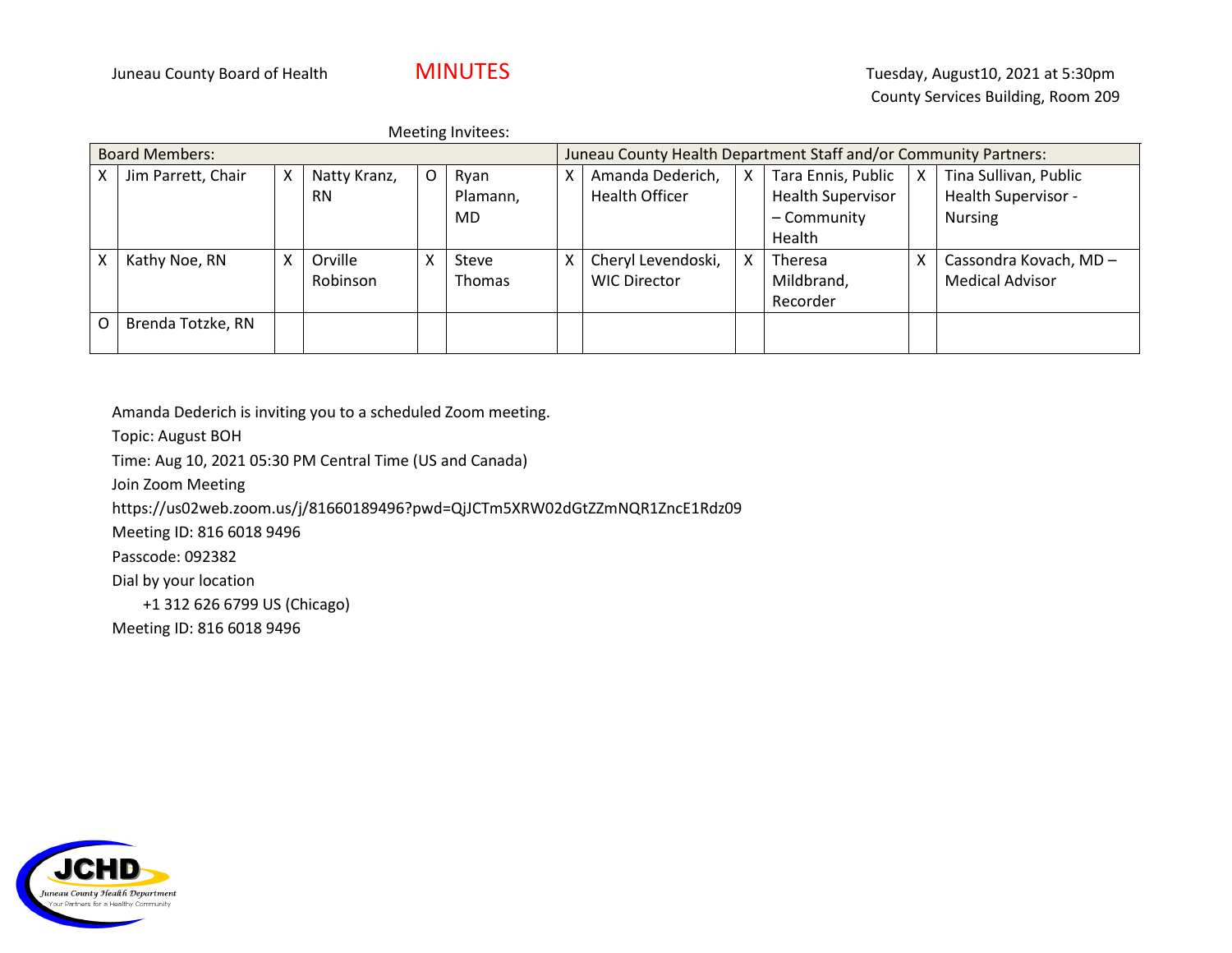Juneau County Board of Health

# MINUTES

Tuesday, August10, 2021 at 5:30pm
County Services Building, Room 209

Meeting Invitees:

| Board Members: | | | | | | Juneau County Health Department Staff and/or Community Partners: | | | | | |
|---|---|---|---|---|---|---|---|---|---|---|---|
| X | Jim Parrett, Chair | X | Natty Kranz, RN | O | Ryan Plamann, MD | X | Amanda Dederich, Health Officer | X | Tara Ennis, Public Health Supervisor – Community Health | X | Tina Sullivan, Public Health Supervisor - Nursing |
| X | Kathy Noe, RN | X | Orville Robinson | X | Steve Thomas | X | Cheryl Levendoski, WIC Director | X | Theresa Mildbrand, Recorder | X | Cassondra Kovach, MD – Medical Advisor |
| O | Brenda Totzke, RN | | | | | | | | | | |

Amanda Dederich is inviting you to a scheduled Zoom meeting.

Topic: August BOH

Time: Aug 10, 2021 05:30 PM Central Time (US and Canada)

Join Zoom Meeting

https://us02web.zoom.us/j/81660189496?pwd=QjJCTm5XRW02dGtZZmNQR1ZncE1Rdz09

Meeting ID: 816 6018 9496

Passcode: 092382

Dial by your location

+1 312 626 6799 US (Chicago)

Meeting ID: 816 6018 9496

JCHD
Juneau County Health Department
Your Partners for a Healthy Community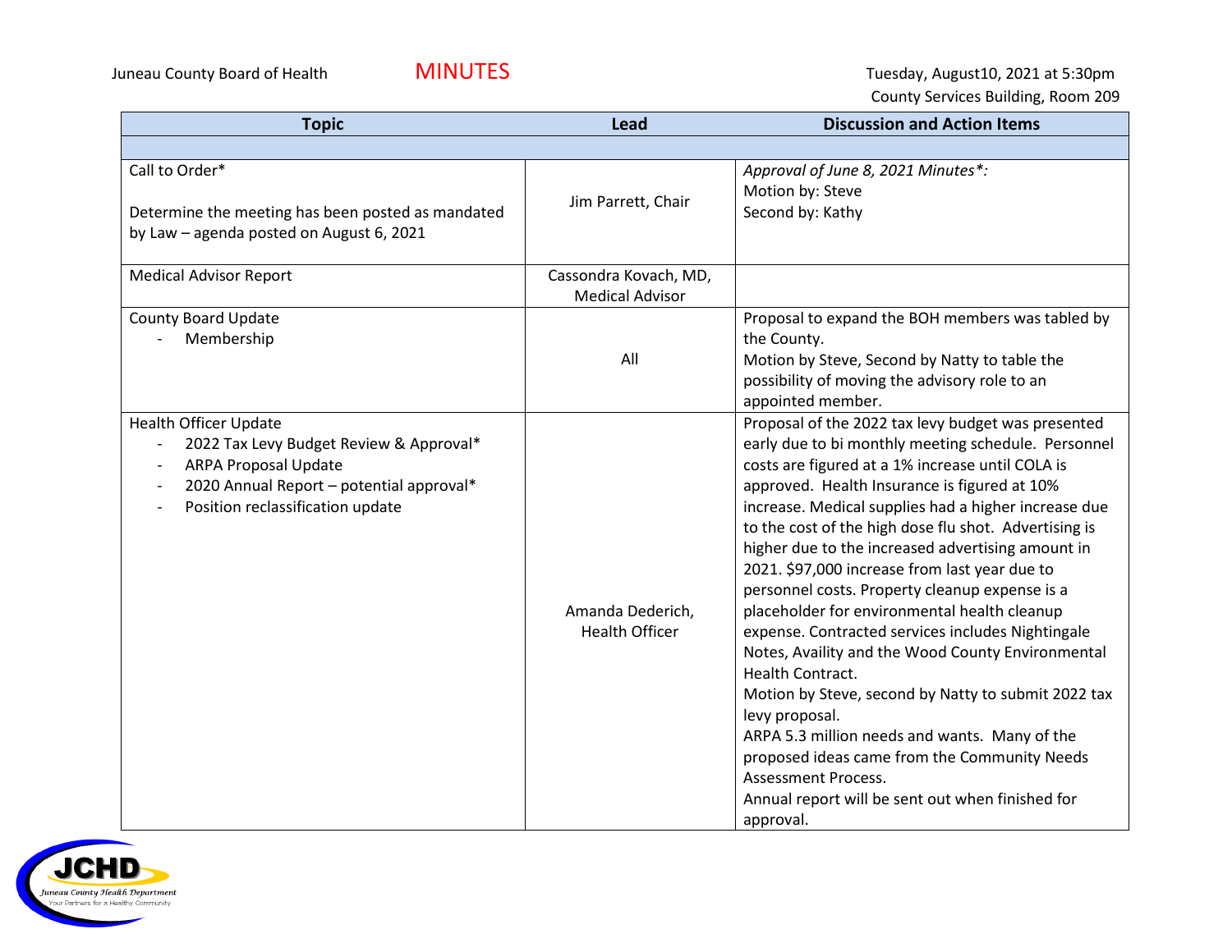Juneau County Board of Health

# MINUTES

Tuesday, August10, 2021 at 5:30pm
County Services Building, Room 209

| Topic | Lead | Discussion and Action Items |
|---|---|---|
| | | |
| Call to Order*<br><br>Determine the meeting has been posted as mandated by Law – agenda posted on August 6, 2021 | Jim Parrett, Chair | *Approval of June 8, 2021 Minutes*:*<br>Motion by: Steve<br>Second by: Kathy |
| Medical Advisor Report | Cassondra Kovach, MD, Medical Advisor | |
| County Board Update<br>- Membership | All | Proposal to expand the BOH members was tabled by the County.<br>Motion by Steve, Second by Natty to table the possibility of moving the advisory role to an appointed member. |
| Health Officer Update<br>- 2022 Tax Levy Budget Review & Approval*<br>- ARPA Proposal Update<br>- 2020 Annual Report – potential approval*<br>- Position reclassification update | Amanda Dederich, Health Officer | Proposal of the 2022 tax levy budget was presented early due to bi monthly meeting schedule. Personnel costs are figured at a 1% increase until COLA is approved. Health Insurance is figured at 10% increase. Medical supplies had a higher increase due to the cost of the high dose flu shot. Advertising is higher due to the increased advertising amount in 2021. $97,000 increase from last year due to personnel costs. Property cleanup expense is a placeholder for environmental health cleanup expense. Contracted services includes Nightingale Notes, Availity and the Wood County Environmental Health Contract.<br>Motion by Steve, second by Natty to submit 2022 tax levy proposal.<br>ARPA 5.3 million needs and wants. Many of the proposed ideas came from the Community Needs Assessment Process.<br>Annual report will be sent out when finished for approval. |

JCHD
Juneau County Health Department
Your Partners for a Healthy Community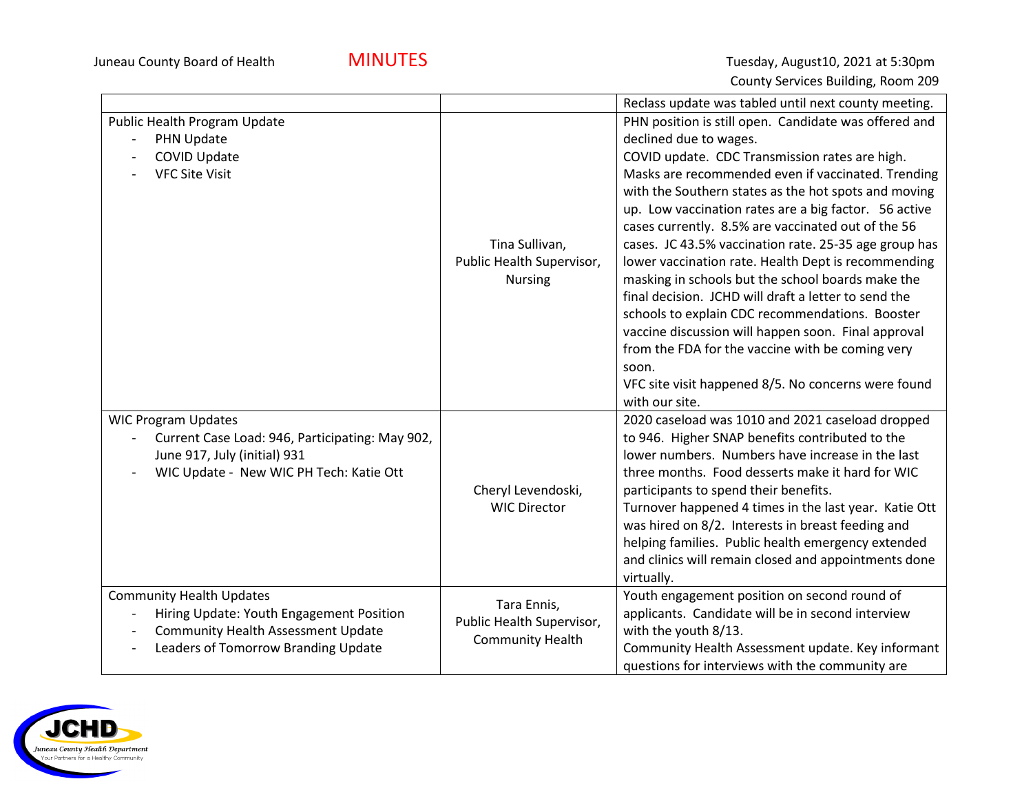| | | |
|---|---|---|
| | | Reclass update was tabled until next county meeting. |
| Public Health Program Update<br>- PHN Update<br>- COVID Update<br>- VFC Site Visit | Tina Sullivan, Public Health Supervisor, Nursing | PHN position is still open. Candidate was offered and declined due to wages.<br>COVID update. CDC Transmission rates are high. Masks are recommended even if vaccinated. Trending with the Southern states as the hot spots and moving up. Low vaccination rates are a big factor. 56 active cases currently. 8.5% are vaccinated out of the 56 cases. JC 43.5% vaccination rate. 25-35 age group has lower vaccination rate. Health Dept is recommending masking in schools but the school boards make the final decision. JCHD will draft a letter to send the schools to explain CDC recommendations. Booster vaccine discussion will happen soon. Final approval from the FDA for the vaccine with be coming very soon.<br>VFC site visit happened 8/5. No concerns were found with our site. |
| WIC Program Updates<br>- Current Case Load: 946, Participating: May 902, June 917, July (initial) 931<br>- WIC Update - New WIC PH Tech: Katie Ott | Cheryl Levendoski, WIC Director | 2020 caseload was 1010 and 2021 caseload dropped to 946. Higher SNAP benefits contributed to the lower numbers. Numbers have increase in the last three months. Food desserts make it hard for WIC participants to spend their benefits.<br>Turnover happened 4 times in the last year. Katie Ott was hired on 8/2. Interests in breast feeding and helping families. Public health emergency extended and clinics will remain closed and appointments done virtually. |
| Community Health Updates<br>- Hiring Update: Youth Engagement Position<br>- Community Health Assessment Update<br>- Leaders of Tomorrow Branding Update | Tara Ennis, Public Health Supervisor, Community Health | Youth engagement position on second round of applicants. Candidate will be in second interview with the youth 8/13.<br>Community Health Assessment update. Key informant questions for interviews with the community are |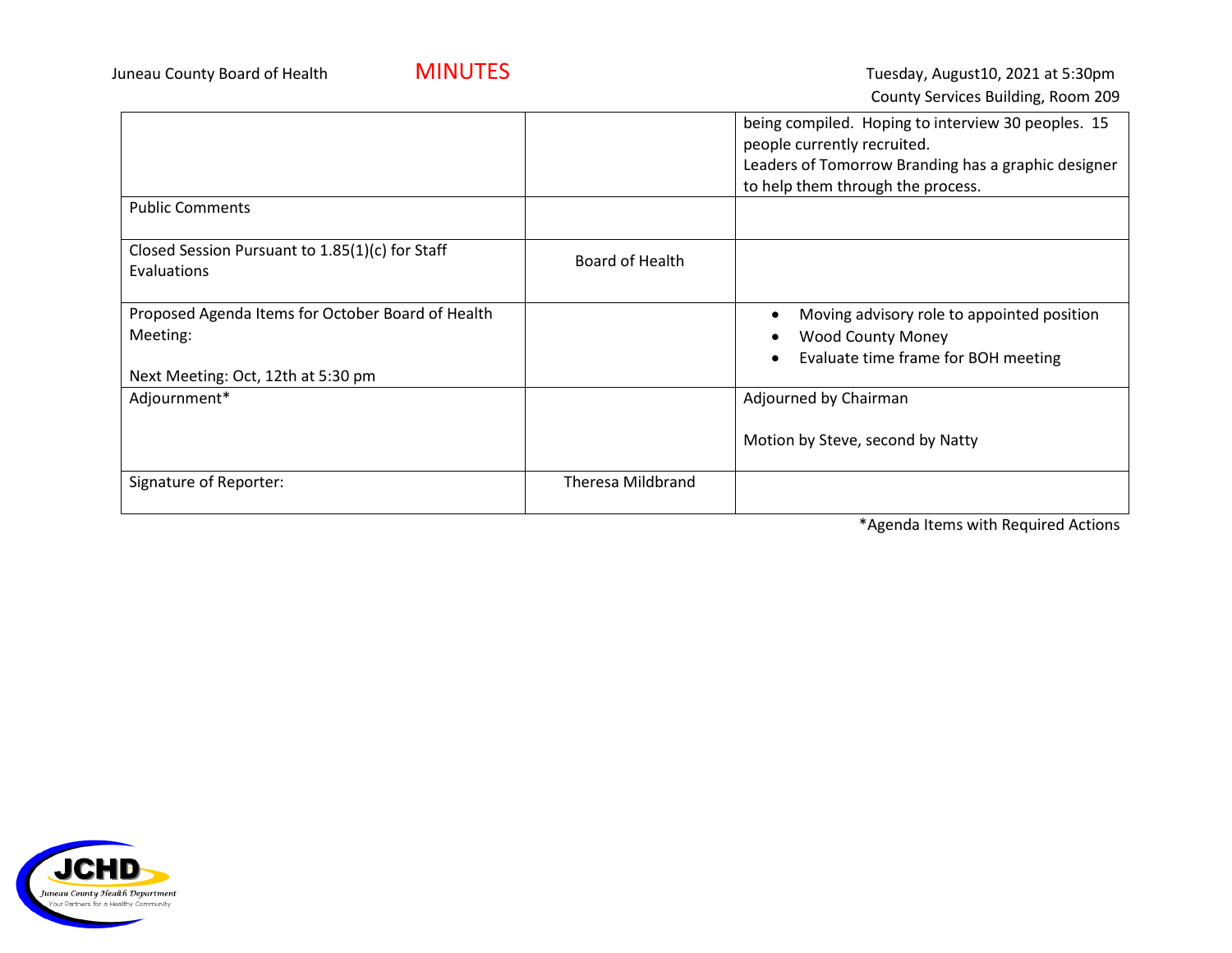Juneau County Board of Health MINUTES Tuesday, August10, 2021 at 5:30pm
County Services Building, Room 209

| | | |
|---|---|---|
| | | being compiled. Hoping to interview 30 peoples. 15 people currently recruited.<br>Leaders of Tomorrow Branding has a graphic designer to help them through the process. |
| Public Comments | | |
| Closed Session Pursuant to 1.85(1)(c) for Staff Evaluations | Board of Health | |
| Proposed Agenda Items for October Board of Health Meeting:<br><br>Next Meeting: Oct, 12th at 5:30 pm | | • Moving advisory role to appointed position<br>• Wood County Money<br>• Evaluate time frame for BOH meeting |
| Adjournment* | | Adjourned by Chairman<br><br>Motion by Steve, second by Natty |
| Signature of Reporter: | Theresa Mildbrand | |

*Agenda Items with Required Actions

JCHD
Juneau County Health Department
Your Partners for a Healthy Community